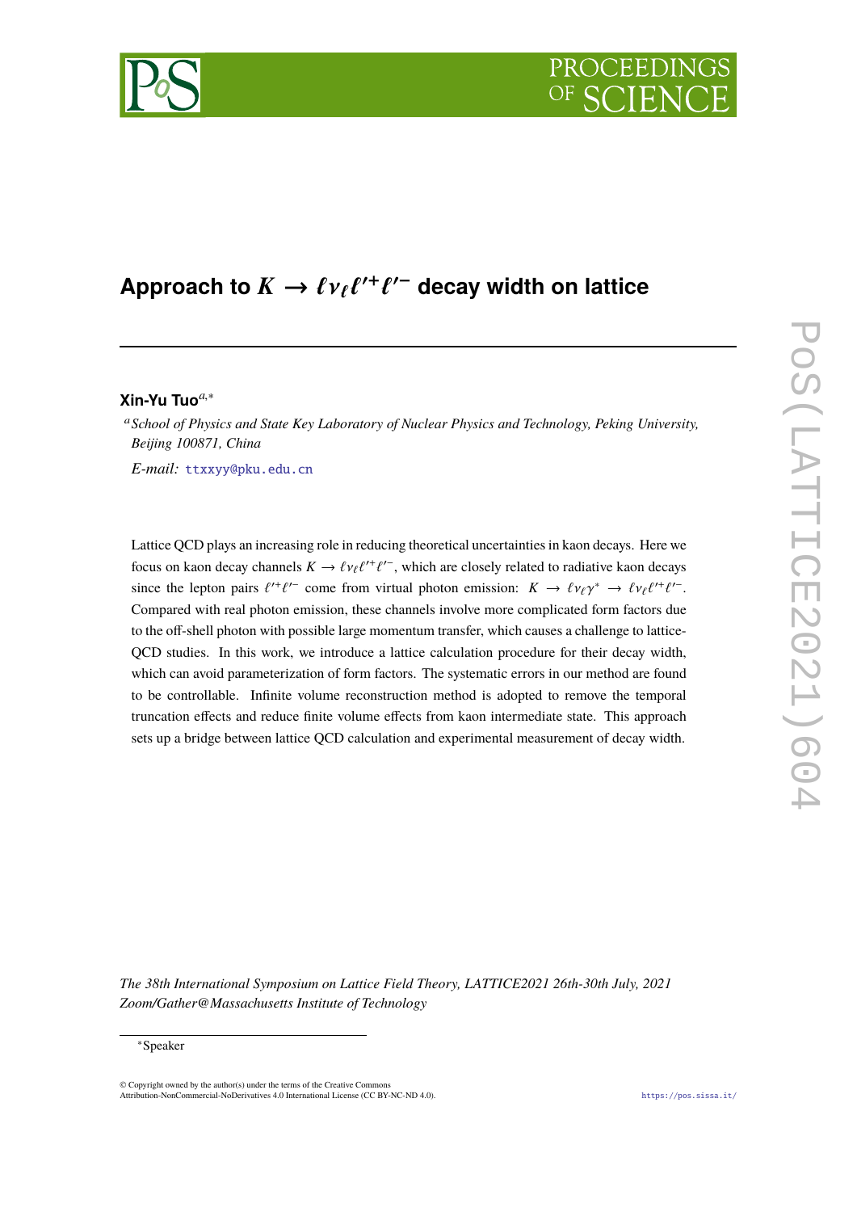# Approach to $K \to \ell \nu_\ell \ell'^+ \ell'^-$ decay width on lattice

**Xin-Yu Tuo**[a,*]

[a] *School of Physics and State Key Laboratory of Nuclear Physics and Technology, Peking University, Beijing 100871, China*

*E-mail:* ttxxyy@pku.edu.cn

Lattice QCD plays an increasing role in reducing theoretical uncertainties in kaon decays. Here we focus on kaon decay channels $K \to \ell \nu_\ell \ell'^+ \ell'^-$, which are closely related to radiative kaon decays since the lepton pairs $\ell'^+ \ell'^-$ come from virtual photon emission: $K \to \ell \nu_\ell \gamma^* \to \ell \nu_\ell \ell'^+ \ell'^-$. Compared with real photon emission, these channels involve more complicated form factors due to the off-shell photon with possible large momentum transfer, which causes a challenge to lattice-QCD studies. In this work, we introduce a lattice calculation procedure for their decay width, which can avoid parameterization of form factors. The systematic errors in our method are found to be controllable. Infinite volume reconstruction method is adopted to remove the temporal truncation effects and reduce finite volume effects from kaon intermediate state. This approach sets up a bridge between lattice QCD calculation and experimental measurement of decay width.

*The 38th International Symposium on Lattice Field Theory, LATTICE2021 26th-30th July, 2021 Zoom/Gather@Massachusetts Institute of Technology*

[*]Speaker

© Copyright owned by the author(s) under the terms of the Creative Commons Attribution-NonCommercial-NoDerivatives 4.0 International License (CC BY-NC-ND 4.0).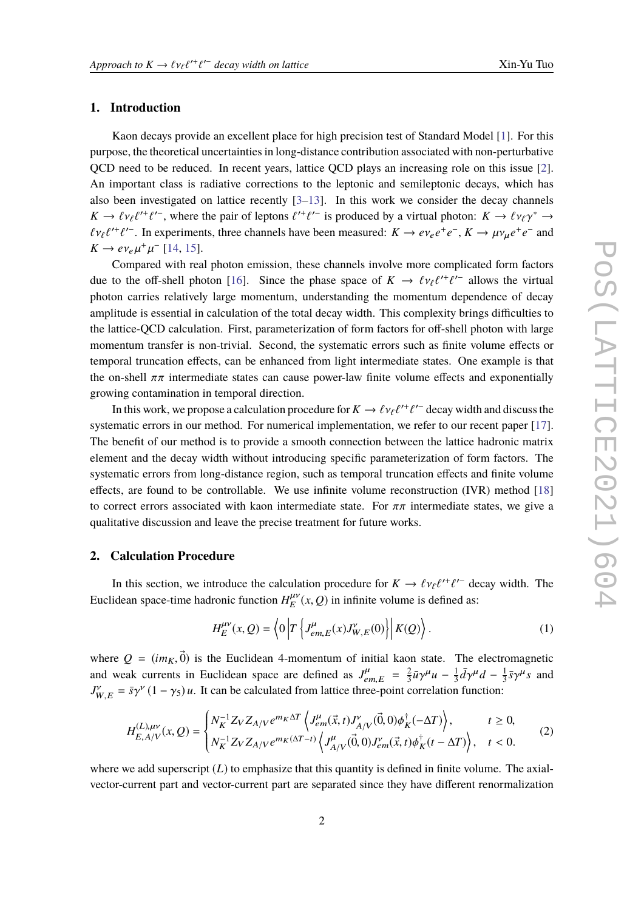## 1. Introduction

Kaon decays provide an excellent place for high precision test of Standard Model [1]. For this purpose, the theoretical uncertainties in long-distance contribution associated with non-perturbative QCD need to be reduced. In recent years, lattice QCD plays an increasing role on this issue [2]. An important class is radiative corrections to the leptonic and semileptonic decays, which has also been investigated on lattice recently [3–13]. In this work we consider the decay channels $K \to \ell\nu_\ell \ell'^+\ell'^-$, where the pair of leptons $\ell'^+\ell'^-$ is produced by a virtual photon: $K \to \ell\nu_\ell\gamma^* \to \ell\nu_\ell\ell'^+\ell'^-$. In experiments, three channels have been measured: $K \to e\nu_e e^+e^-$, $K \to \mu\nu_\mu e^+e^-$ and $K \to e\nu_e\mu^+\mu^-$ [14, 15].

Compared with real photon emission, these channels involve more complicated form factors due to the off-shell photon [16]. Since the phase space of $K \to \ell\nu_\ell\ell'^+\ell'^-$ allows the virtual photon carries relatively large momentum, understanding the momentum dependence of decay amplitude is essential in calculation of the total decay width. This complexity brings difficulties to the lattice-QCD calculation. First, parameterization of form factors for off-shell photon with large momentum transfer is non-trivial. Second, the systematic errors such as finite volume effects or temporal truncation effects, can be enhanced from light intermediate states. One example is that the on-shell $\pi\pi$ intermediate states can cause power-law finite volume effects and exponentially growing contamination in temporal direction.

In this work, we propose a calculation procedure for $K \to \ell\nu_\ell\ell'^+\ell'^-$ decay width and discuss the systematic errors in our method. For numerical implementation, we refer to our recent paper [17]. The benefit of our method is to provide a smooth connection between the lattice hadronic matrix element and the decay width without introducing specific parameterization of form factors. The systematic errors from long-distance region, such as temporal truncation effects and finite volume effects, are found to be controllable. We use infinite volume reconstruction (IVR) method [18] to correct errors associated with kaon intermediate state. For $\pi\pi$ intermediate states, we give a qualitative discussion and leave the precise treatment for future works.

## 2. Calculation Procedure

In this section, we introduce the calculation procedure for $K \to \ell\nu_\ell\ell'^+\ell'^-$ decay width. The Euclidean space-time hadronic function $H_E^{\mu\nu}(x, Q)$ in infinite volume is defined as:

$$H_E^{\mu\nu}(x, Q) = \left\langle 0 \left| T\left\{ J^\mu_{em,E}(x) J^\nu_{W,E}(0) \right\} \right| K(Q) \right\rangle . \tag{1}$$

where $Q = (im_K, \vec{0})$ is the Euclidean 4-momentum of initial kaon state. The electromagnetic and weak currents in Euclidean space are defined as $J^\mu_{em,E} = \frac{2}{3}\bar{u}\gamma^\mu u - \frac{1}{3}\bar{d}\gamma^\mu d - \frac{1}{3}\bar{s}\gamma^\mu s$ and $J^\nu_{W,E} = \bar{s}\gamma^\nu(1-\gamma_5)u$. It can be calculated from lattice three-point correlation function:

$$H^{(L),\mu\nu}_{E,A/V}(x, Q) = \begin{cases} N_K^{-1} Z_V Z_{A/V} e^{m_K \Delta T} \left\langle J^\mu_{em}(\vec{x}, t) J^\nu_{A/V}(\vec{0}, 0)\phi_K^\dagger(-\Delta T) \right\rangle, & t \geq 0, \\ N_K^{-1} Z_V Z_{A/V} e^{m_K(\Delta T - t)} \left\langle J^\mu_{A/V}(\vec{0}, 0) J^\nu_{em}(\vec{x}, t)\phi_K^\dagger(t - \Delta T) \right\rangle, & t < 0. \end{cases} \tag{2}$$

where we add superscript $(L)$ to emphasize that this quantity is defined in finite volume. The axial-vector-current part and vector-current part are separated since they have different renormalization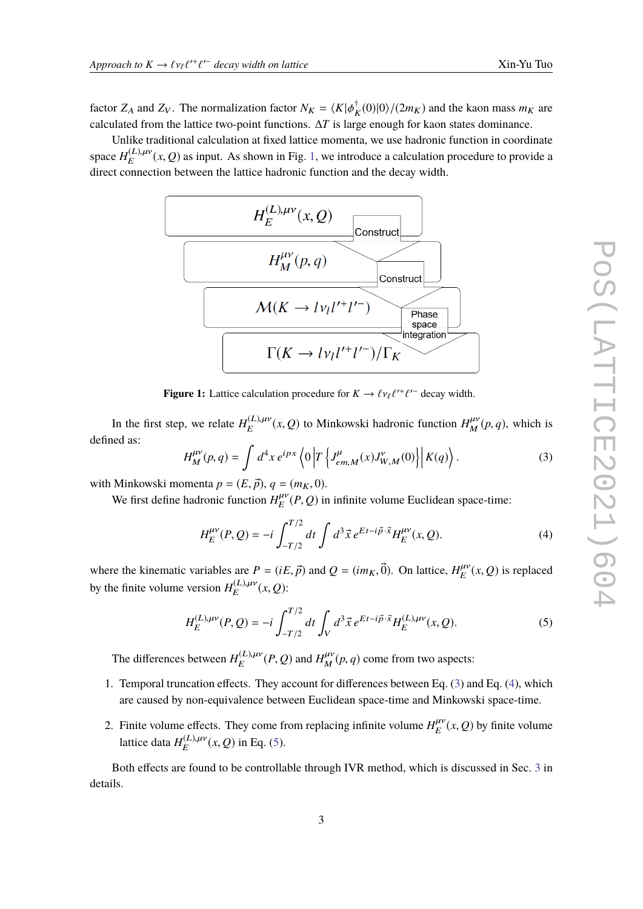factor $Z_A$ and $Z_V$. The normalization factor $N_K = \langle K|\phi_K^\dagger(0)|0\rangle/(2m_K)$ and the kaon mass $m_K$ are calculated from the lattice two-point functions. $\Delta T$ is large enough for kaon states dominance.

Unlike traditional calculation at fixed lattice momenta, we use hadronic function in coordinate space $H_E^{(L),\mu\nu}(x,Q)$ as input. As shown in Fig. 1, we introduce a calculation procedure to provide a direct connection between the lattice hadronic function and the decay width.

$H_E^{(L),\mu\nu}(x,Q)$ → Construct → $H_M^{\mu\nu}(p,q)$ → Construct → $\mathcal{M}(K \to l\nu_l l'^+ l'^-)$ → Phase space integration → $\Gamma(K \to l\nu_l l'^+ l'^-)/\Gamma_K$

**Figure 1:** Lattice calculation procedure for $K \to \ell\nu_\ell\ell'^+\ell'^-$ decay width.

In the first step, we relate $H_E^{(L),\mu\nu}(x,Q)$ to Minkowski hadronic function $H_M^{\mu\nu}(p,q)$, which is defined as:

$$H_M^{\mu\nu}(p,q) = \int d^4x\, e^{ipx} \left\langle 0 \left| T\left\{ J^\mu_{em,M}(x) J^\nu_{W,M}(0) \right\} \right| K(q) \right\rangle. \tag{3}$$

with Minkowski momenta $p = (E, \vec{p})$, $q = (m_K, 0)$.

We first define hadronic function $H_E^{\mu\nu}(P,Q)$ in infinite volume Euclidean space-time:

$$H_E^{\mu\nu}(P,Q) = -i \int_{-T/2}^{T/2} dt \int d^3\vec{x}\, e^{Et - i\vec{p}\cdot\vec{x}} H_E^{\mu\nu}(x,Q). \tag{4}$$

where the kinematic variables are $P = (iE, \vec{p})$ and $Q = (im_K, \vec{0})$. On lattice, $H_E^{\mu\nu}(x,Q)$ is replaced by the finite volume version $H_E^{(L),\mu\nu}(x,Q)$:

$$H_E^{(L),\mu\nu}(P,Q) = -i \int_{-T/2}^{T/2} dt \int_V d^3\vec{x}\, e^{Et - i\vec{p}\cdot\vec{x}} H_E^{(L),\mu\nu}(x,Q). \tag{5}$$

The differences between $H_E^{(L),\mu\nu}(P,Q)$ and $H_M^{\mu\nu}(p,q)$ come from two aspects:

1. Temporal truncation effects. They account for differences between Eq. (3) and Eq. (4), which are caused by non-equivalence between Euclidean space-time and Minkowski space-time.

2. Finite volume effects. They come from replacing infinite volume $H_E^{\mu\nu}(x,Q)$ by finite volume lattice data $H_E^{(L),\mu\nu}(x,Q)$ in Eq. (5).

Both effects are found to be controllable through IVR method, which is discussed in Sec. 3 in details.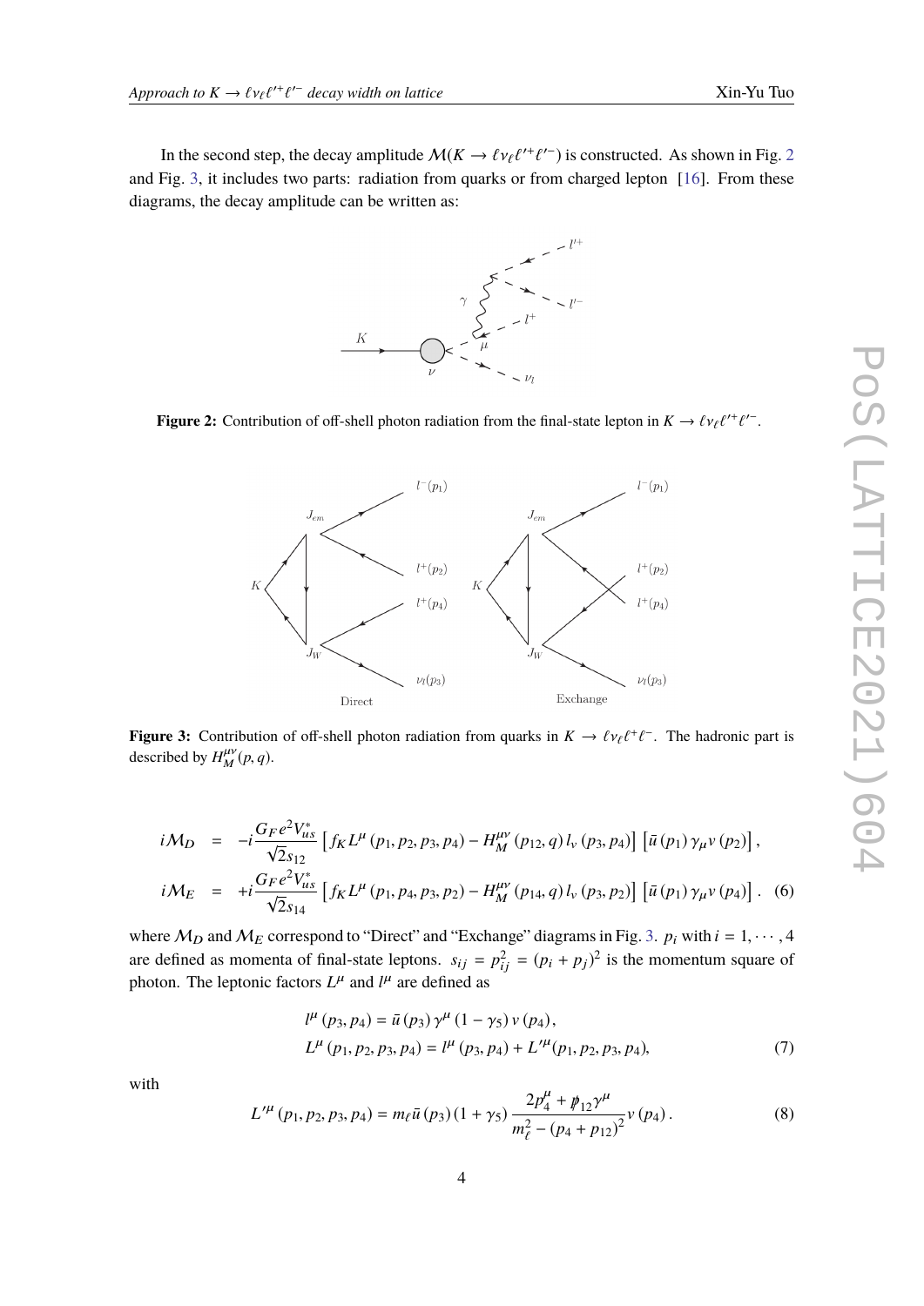In the second step, the decay amplitude $\mathcal{M}(K \to \ell \nu_\ell \ell'^+ \ell'^-)$ is constructed. As shown in Fig. 2 and Fig. 3, it includes two parts: radiation from quarks or from charged lepton [16]. From these diagrams, the decay amplitude can be written as:

**Figure 2:** Contribution of off-shell photon radiation from the final-state lepton in $K \to \ell \nu_\ell \ell'^+ \ell'^-$.

**Figure 3:** Contribution of off-shell photon radiation from quarks in $K \to \ell \nu_\ell \ell^+ \ell^-$. The hadronic part is described by $H_M^{\mu\nu}(p, q)$.

$$
\begin{aligned}
i\mathcal{M}_D &= -i\frac{G_F e^2 V_{us}^*}{\sqrt{2} s_{12}} \left[ f_K L^\mu (p_1, p_2, p_3, p_4) - H_M^{\mu\nu} (p_{12}, q)\, l_\nu (p_3, p_4) \right] \left[ \bar{u}(p_1) \gamma_\mu v(p_2) \right], \\
i\mathcal{M}_E &= +i\frac{G_F e^2 V_{us}^*}{\sqrt{2} s_{14}} \left[ f_K L^\mu (p_1, p_4, p_3, p_2) - H_M^{\mu\nu} (p_{14}, q)\, l_\nu (p_3, p_2) \right] \left[ \bar{u}(p_1) \gamma_\mu v(p_4) \right]. \quad (6)
\end{aligned}
$$

where $\mathcal{M}_D$ and $\mathcal{M}_E$ correspond to "Direct" and "Exchange" diagrams in Fig. 3. $p_i$ with $i = 1, \cdots, 4$ are defined as momenta of final-state leptons. $s_{ij} = p_{ij}^2 = (p_i + p_j)^2$ is the momentum square of photon. The leptonic factors $L^\mu$ and $l^\mu$ are defined as

$$
\begin{aligned}
l^\mu (p_3, p_4) &= \bar{u}(p_3) \gamma^\mu (1 - \gamma_5) v(p_4), \\
L^\mu (p_1, p_2, p_3, p_4) &= l^\mu (p_3, p_4) + L'^\mu (p_1, p_2, p_3, p_4), \quad (7)
\end{aligned}
$$

with

$$
L'^\mu (p_1, p_2, p_3, p_4) = m_\ell \bar{u}(p_3)(1 + \gamma_5) \frac{2p_4^\mu + \not{p}_{12} \gamma^\mu}{m_\ell^2 - (p_4 + p_{12})^2} v(p_4). \quad (8)
$$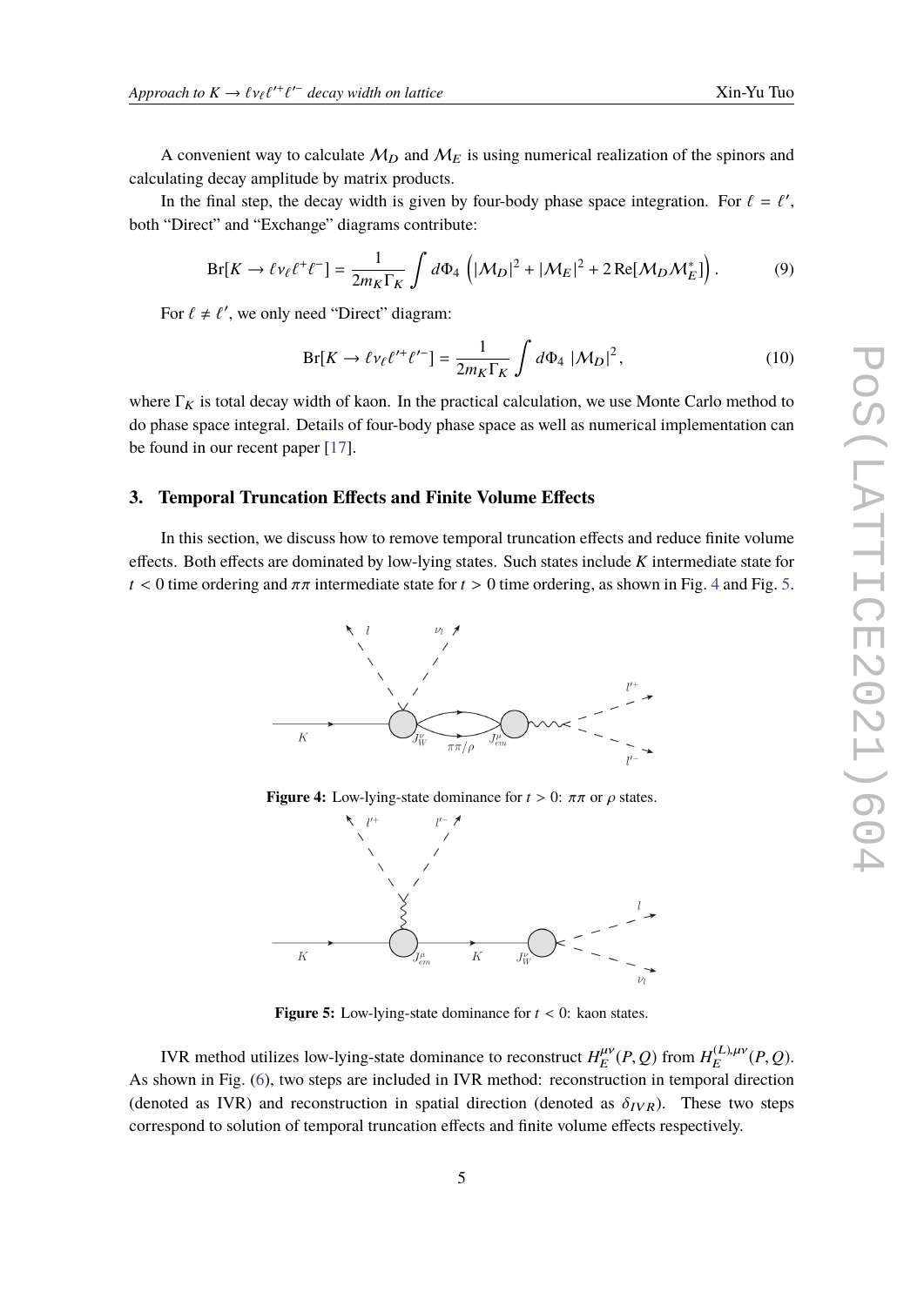A convenient way to calculate $\mathcal{M}_D$ and $\mathcal{M}_E$ is using numerical realization of the spinors and calculating decay amplitude by matrix products.

In the final step, the decay width is given by four-body phase space integration. For $\ell = \ell'$, both "Direct" and "Exchange" diagrams contribute:

$$\mathrm{Br}[K \to \ell\nu_\ell \ell^+\ell^-] = \frac{1}{2m_K\Gamma_K}\int d\Phi_4 \left(|\mathcal{M}_D|^2 + |\mathcal{M}_E|^2 + 2\,\mathrm{Re}[\mathcal{M}_D\mathcal{M}_E^*]\right). \tag{9}$$

For $\ell \neq \ell'$, we only need "Direct" diagram:

$$\mathrm{Br}[K \to \ell\nu_\ell \ell'^+\ell'^-] = \frac{1}{2m_K\Gamma_K}\int d\Phi_4 \ |\mathcal{M}_D|^2, \tag{10}$$

where $\Gamma_K$ is total decay width of kaon. In the practical calculation, we use Monte Carlo method to do phase space integral. Details of four-body phase space as well as numerical implementation can be found in our recent paper [17].

## 3. Temporal Truncation Effects and Finite Volume Effects

In this section, we discuss how to remove temporal truncation effects and reduce finite volume effects. Both effects are dominated by low-lying states. Such states include $K$ intermediate state for $t < 0$ time ordering and $\pi\pi$ intermediate state for $t > 0$ time ordering, as shown in Fig. 4 and Fig. 5.

**Figure 4:** Low-lying-state dominance for $t > 0$: $\pi\pi$ or $\rho$ states.

**Figure 5:** Low-lying-state dominance for $t < 0$: kaon states.

IVR method utilizes low-lying-state dominance to reconstruct $H_E^{\mu\nu}(P,Q)$ from $H_E^{(L),\mu\nu}(P,Q)$. As shown in Fig. (6), two steps are included in IVR method: reconstruction in temporal direction (denoted as IVR) and reconstruction in spatial direction (denoted as $\delta_{IVR}$). These two steps correspond to solution of temporal truncation effects and finite volume effects respectively.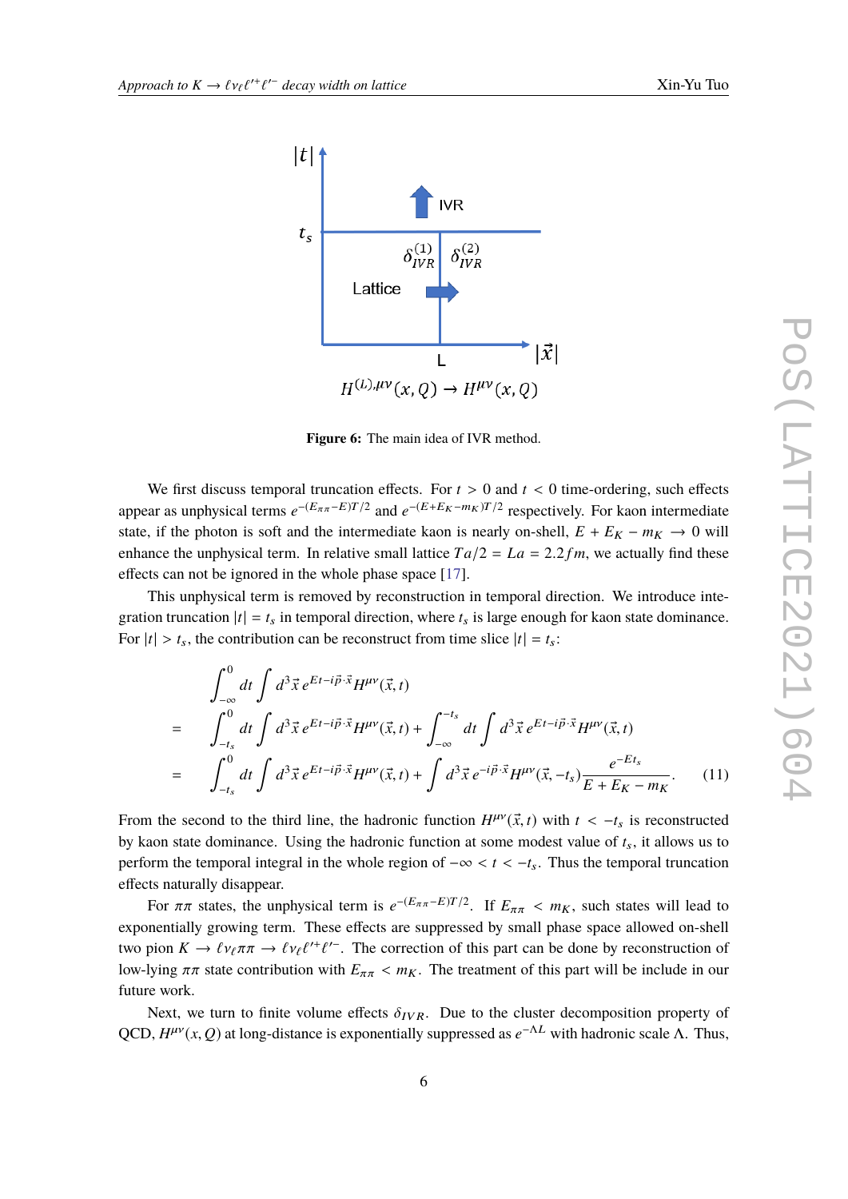**Figure 6:** The main idea of IVR method.

We first discuss temporal truncation effects. For $t > 0$ and $t < 0$ time-ordering, such effects appear as unphysical terms $e^{-(E_{\pi\pi}-E)T/2}$ and $e^{-(E+E_K-m_K)T/2}$ respectively. For kaon intermediate state, if the photon is soft and the intermediate kaon is nearly on-shell, $E + E_K - m_K \to 0$ will enhance the unphysical term. In relative small lattice $Ta/2 = La = 2.2 fm$, we actually find these effects can not be ignored in the whole phase space [17].

This unphysical term is removed by reconstruction in temporal direction. We introduce integration truncation $|t| = t_s$ in temporal direction, where $t_s$ is large enough for kaon state dominance. For $|t| > t_s$, the contribution can be reconstruct from time slice $|t| = t_s$:

$$
\begin{aligned}
& \int_{-\infty}^{0} dt \int d^3\vec{x}\, e^{Et - i\vec{p}\cdot\vec{x}} H^{\mu\nu}(\vec{x}, t) \\
= & \int_{-t_s}^{0} dt \int d^3\vec{x}\, e^{Et - i\vec{p}\cdot\vec{x}} H^{\mu\nu}(\vec{x}, t) + \int_{-\infty}^{-t_s} dt \int d^3\vec{x}\, e^{Et - i\vec{p}\cdot\vec{x}} H^{\mu\nu}(\vec{x}, t) \\
= & \int_{-t_s}^{0} dt \int d^3\vec{x}\, e^{Et - i\vec{p}\cdot\vec{x}} H^{\mu\nu}(\vec{x}, t) + \int d^3\vec{x}\, e^{-i\vec{p}\cdot\vec{x}} H^{\mu\nu}(\vec{x}, -t_s) \frac{e^{-Et_s}}{E + E_K - m_K}.
\end{aligned}
\tag{11}
$$

From the second to the third line, the hadronic function $H^{\mu\nu}(\vec{x}, t)$ with $t < -t_s$ is reconstructed by kaon state dominance. Using the hadronic function at some modest value of $t_s$, it allows us to perform the temporal integral in the whole region of $-\infty < t < -t_s$. Thus the temporal truncation effects naturally disappear.

For $\pi\pi$ states, the unphysical term is $e^{-(E_{\pi\pi}-E)T/2}$. If $E_{\pi\pi} < m_K$, such states will lead to exponentially growing term. These effects are suppressed by small phase space allowed on-shell two pion $K \to \ell\nu_\ell\pi\pi \to \ell\nu_\ell\ell'^+\ell'^-$. The correction of this part can be done by reconstruction of low-lying $\pi\pi$ state contribution with $E_{\pi\pi} < m_K$. The treatment of this part will be include in our future work.

Next, we turn to finite volume effects $\delta_{IVR}$. Due to the cluster decomposition property of QCD, $H^{\mu\nu}(x, Q)$ at long-distance is exponentially suppressed as $e^{-\Lambda L}$ with hadronic scale $\Lambda$. Thus,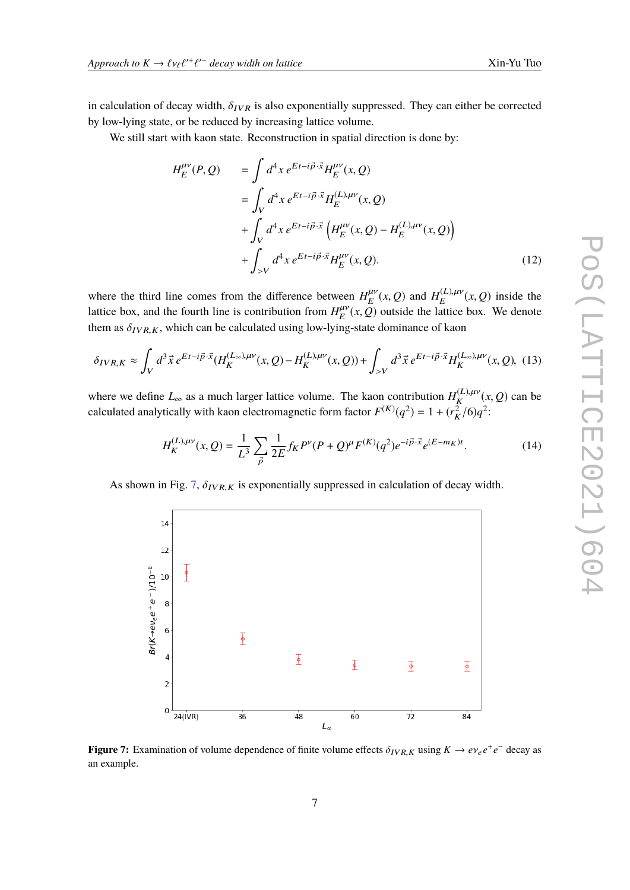in calculation of decay width, $\delta_{IVR}$ is also exponentially suppressed. They can either be corrected by low-lying state, or be reduced by increasing lattice volume.

We still start with kaon state. Reconstruction in spatial direction is done by:

$$
\begin{aligned}
H_E^{\mu\nu}(P,Q) &= \int d^4x\, e^{Et-i\vec{p}\cdot\vec{x}} H_E^{\mu\nu}(x,Q) \\
&= \int_V d^4x\, e^{Et-i\vec{p}\cdot\vec{x}} H_E^{(L),\mu\nu}(x,Q) \\
&+ \int_V d^4x\, e^{Et-i\vec{p}\cdot\vec{x}} \left(H_E^{\mu\nu}(x,Q) - H_E^{(L),\mu\nu}(x,Q)\right) \\
&+ \int_{>V} d^4x\, e^{Et-i\vec{p}\cdot\vec{x}} H_E^{\mu\nu}(x,Q).
\end{aligned}
\tag{12}
$$

where the third line comes from the difference between $H_E^{\mu\nu}(x,Q)$ and $H_E^{(L),\mu\nu}(x,Q)$ inside the lattice box, and the fourth line is contribution from $H_E^{\mu\nu}(x,Q)$ outside the lattice box. We denote them as $\delta_{IVR,K}$, which can be calculated using low-lying-state dominance of kaon

$$
\delta_{IVR,K} \approx \int_V d^3\vec{x}\, e^{Et-i\vec{p}\cdot\vec{x}}(H_K^{(L_\infty),\mu\nu}(x,Q) - H_K^{(L),\mu\nu}(x,Q)) + \int_{>V} d^3\vec{x}\, e^{Et-i\vec{p}\cdot\vec{x}} H_K^{(L_\infty),\mu\nu}(x,Q), \tag{13}
$$

where we define $L_\infty$ as a much larger lattice volume. The kaon contribution $H_K^{(L),\mu\nu}(x,Q)$ can be calculated analytically with kaon electromagnetic form factor $F^{(K)}(q^2) = 1 + (r_K^2/6)q^2$:

$$
H_K^{(L),\mu\nu}(x,Q) = \frac{1}{L^3}\sum_{\vec{p}} \frac{1}{2E} f_K P^\nu (P+Q)^\mu F^{(K)}(q^2) e^{-i\vec{p}\cdot\vec{x}} e^{(E-m_K)t}. \tag{14}
$$

As shown in Fig. 7, $\delta_{IVR,K}$ is exponentially suppressed in calculation of decay width.

**Figure 7:** Examination of volume dependence of finite volume effects $\delta_{IVR,K}$ using $K \to e\nu_e e^+e^-$ decay as an example.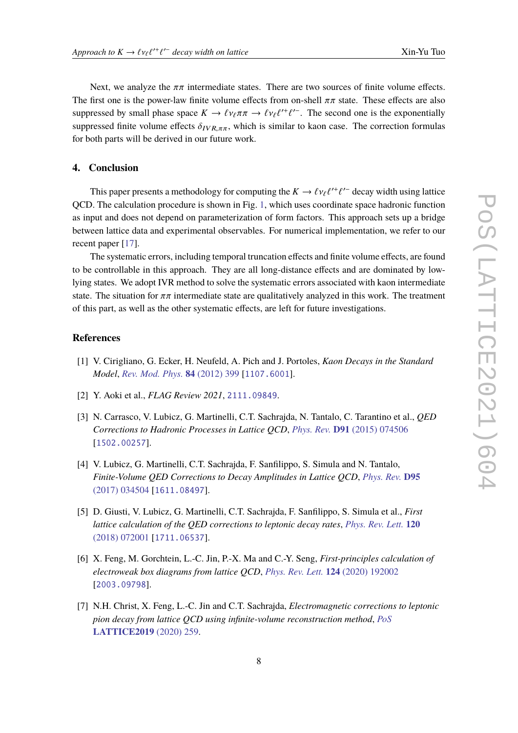Next, we analyze the $\pi\pi$ intermediate states. There are two sources of finite volume effects. The first one is the power-law finite volume effects from on-shell $\pi\pi$ state. These effects are also suppressed by small phase space $K \to \ell\nu_\ell\pi\pi \to \ell\nu_\ell\ell'^+\ell'^-$. The second one is the exponentially suppressed finite volume effects $\delta_{IVR,\pi\pi}$, which is similar to kaon case. The correction formulas for both parts will be derived in our future work.

## 4. Conclusion

This paper presents a methodology for computing the $K \to \ell\nu_\ell\ell'^+\ell'^-$ decay width using lattice QCD. The calculation procedure is shown in Fig. 1, which uses coordinate space hadronic function as input and does not depend on parameterization of form factors. This approach sets up a bridge between lattice data and experimental observables. For numerical implementation, we refer to our recent paper [17].

The systematic errors, including temporal truncation effects and finite volume effects, are found to be controllable in this approach. They are all long-distance effects and are dominated by low-lying states. We adopt IVR method to solve the systematic errors associated with kaon intermediate state. The situation for $\pi\pi$ intermediate state are qualitatively analyzed in this work. The treatment of this part, as well as the other systematic effects, are left for future investigations.

## References

[1] V. Cirigliano, G. Ecker, H. Neufeld, A. Pich and J. Portoles, *Kaon Decays in the Standard Model*, Rev. Mod. Phys. **84** (2012) 399 [1107.6001].

[2] Y. Aoki et al., *FLAG Review 2021*, 2111.09849.

[3] N. Carrasco, V. Lubicz, G. Martinelli, C.T. Sachrajda, N. Tantalo, C. Tarantino et al., *QED Corrections to Hadronic Processes in Lattice QCD*, Phys. Rev. **D91** (2015) 074506 [1502.00257].

[4] V. Lubicz, G. Martinelli, C.T. Sachrajda, F. Sanfilippo, S. Simula and N. Tantalo, *Finite-Volume QED Corrections to Decay Amplitudes in Lattice QCD*, Phys. Rev. **D95** (2017) 034504 [1611.08497].

[5] D. Giusti, V. Lubicz, G. Martinelli, C.T. Sachrajda, F. Sanfilippo, S. Simula et al., *First lattice calculation of the QED corrections to leptonic decay rates*, Phys. Rev. Lett. **120** (2018) 072001 [1711.06537].

[6] X. Feng, M. Gorchtein, L.-C. Jin, P.-X. Ma and C.-Y. Seng, *First-principles calculation of electroweak box diagrams from lattice QCD*, Phys. Rev. Lett. **124** (2020) 192002 [2003.09798].

[7] N.H. Christ, X. Feng, L.-C. Jin and C.T. Sachrajda, *Electromagnetic corrections to leptonic pion decay from lattice QCD using infinite-volume reconstruction method*, PoS **LATTICE2019** (2020) 259.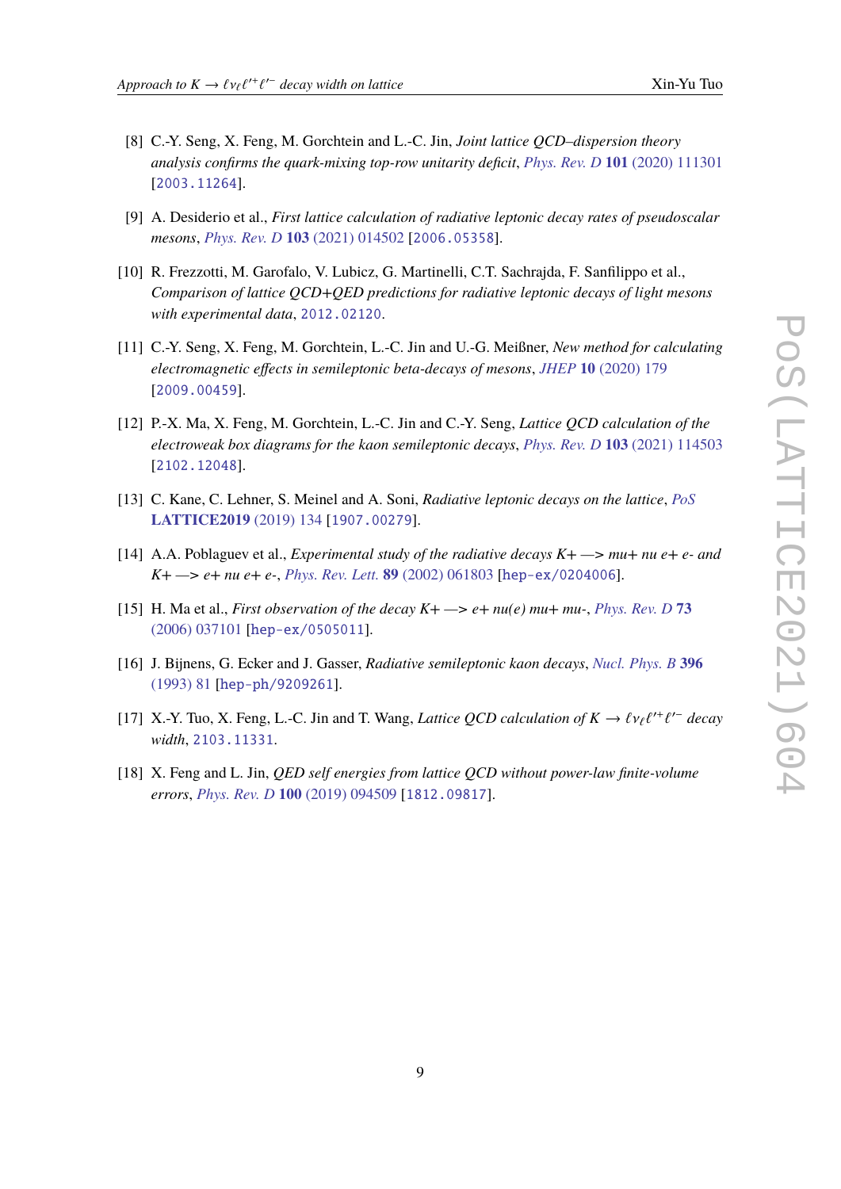[8] C.-Y. Seng, X. Feng, M. Gorchtein and L.-C. Jin, *Joint lattice QCD–dispersion theory analysis confirms the quark-mixing top-row unitarity deficit*, Phys. Rev. D **101** (2020) 111301 [2003.11264].

[9] A. Desiderio et al., *First lattice calculation of radiative leptonic decay rates of pseudoscalar mesons*, Phys. Rev. D **103** (2021) 014502 [2006.05358].

[10] R. Frezzotti, M. Garofalo, V. Lubicz, G. Martinelli, C.T. Sachrajda, F. Sanfilippo et al., *Comparison of lattice QCD+QED predictions for radiative leptonic decays of light mesons with experimental data*, 2012.02120.

[11] C.-Y. Seng, X. Feng, M. Gorchtein, L.-C. Jin and U.-G. Meißner, *New method for calculating electromagnetic effects in semileptonic beta-decays of mesons*, JHEP **10** (2020) 179 [2009.00459].

[12] P.-X. Ma, X. Feng, M. Gorchtein, L.-C. Jin and C.-Y. Seng, *Lattice QCD calculation of the electroweak box diagrams for the kaon semileptonic decays*, Phys. Rev. D **103** (2021) 114503 [2102.12048].

[13] C. Kane, C. Lehner, S. Meinel and A. Soni, *Radiative leptonic decays on the lattice*, PoS **LATTICE2019** (2019) 134 [1907.00279].

[14] A.A. Poblaguev et al., *Experimental study of the radiative decays K+ —> mu+ nu e+ e- and K+ —> e+ nu e+ e-*, Phys. Rev. Lett. **89** (2002) 061803 [hep-ex/0204006].

[15] H. Ma et al., *First observation of the decay K+ —> e+ nu(e) mu+ mu-*, Phys. Rev. D **73** (2006) 037101 [hep-ex/0505011].

[16] J. Bijnens, G. Ecker and J. Gasser, *Radiative semileptonic kaon decays*, Nucl. Phys. B **396** (1993) 81 [hep-ph/9209261].

[17] X.-Y. Tuo, X. Feng, L.-C. Jin and T. Wang, *Lattice QCD calculation of $K \to \ell\nu_\ell\ell'^+\ell'^-$ decay width*, 2103.11331.

[18] X. Feng and L. Jin, *QED self energies from lattice QCD without power-law finite-volume errors*, Phys. Rev. D **100** (2019) 094509 [1812.09817].